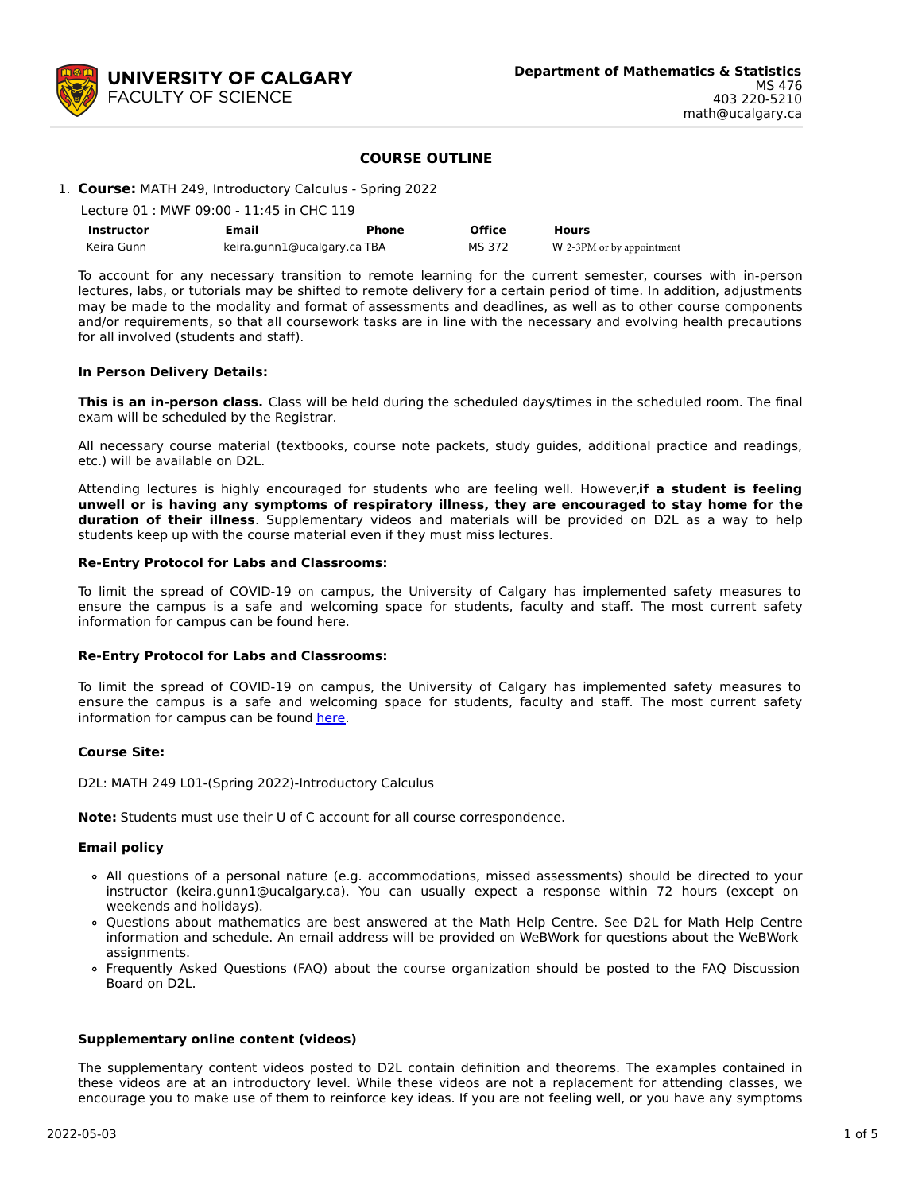**UNIVERSITY OF CALGARY**
FACULTY OF SCIENCE

**Department of Mathematics & Statistics**
MS 476
403 220-5210
math@ucalgary.ca

## COURSE OUTLINE

1. **Course:** MATH 249, Introductory Calculus - Spring 2022

   Lecture 01 : MWF 09:00 - 11:45 in CHC 119

| Instructor | Email | Phone | Office | Hours |
|---|---|---|---|---|
| Keira Gunn | keira.gunn1@ucalgary.ca | TBA | MS 372 | W 2-3PM or by appointment |

To account for any necessary transition to remote learning for the current semester, courses with in-person lectures, labs, or tutorials may be shifted to remote delivery for a certain period of time. In addition, adjustments may be made to the modality and format of assessments and deadlines, as well as to other course components and/or requirements, so that all coursework tasks are in line with the necessary and evolving health precautions for all involved (students and staff).

**In Person Delivery Details:**

**This is an in-person class.** Class will be held during the scheduled days/times in the scheduled room. The final exam will be scheduled by the Registrar.

All necessary course material (textbooks, course note packets, study guides, additional practice and readings, etc.) will be available on D2L.

Attending lectures is highly encouraged for students who are feeling well. However,**if a student is feeling unwell or is having any symptoms of respiratory illness, they are encouraged to stay home for the duration of their illness**. Supplementary videos and materials will be provided on D2L as a way to help students keep up with the course material even if they must miss lectures.

**Re-Entry Protocol for Labs and Classrooms:**

To limit the spread of COVID-19 on campus, the University of Calgary has implemented safety measures to ensure the campus is a safe and welcoming space for students, faculty and staff. The most current safety information for campus can be found here.

**Re-Entry Protocol for Labs and Classrooms:**

To limit the spread of COVID-19 on campus, the University of Calgary has implemented safety measures to ensure the campus is a safe and welcoming space for students, faculty and staff. The most current safety information for campus can be found here.

**Course Site:**

D2L: MATH 249 L01-(Spring 2022)-Introductory Calculus

**Note:** Students must use their U of C account for all course correspondence.

**Email policy**

- All questions of a personal nature (e.g. accommodations, missed assessments) should be directed to your instructor (keira.gunn1@ucalgary.ca). You can usually expect a response within 72 hours (except on weekends and holidays).
- Questions about mathematics are best answered at the Math Help Centre. See D2L for Math Help Centre information and schedule. An email address will be provided on WeBWork for questions about the WeBWork assignments.
- Frequently Asked Questions (FAQ) about the course organization should be posted to the FAQ Discussion Board on D2L.

**Supplementary online content (videos)**

The supplementary content videos posted to D2L contain definition and theorems. The examples contained in these videos are at an introductory level. While these videos are not a replacement for attending classes, we encourage you to make use of them to reinforce key ideas. If you are not feeling well, or you have any symptoms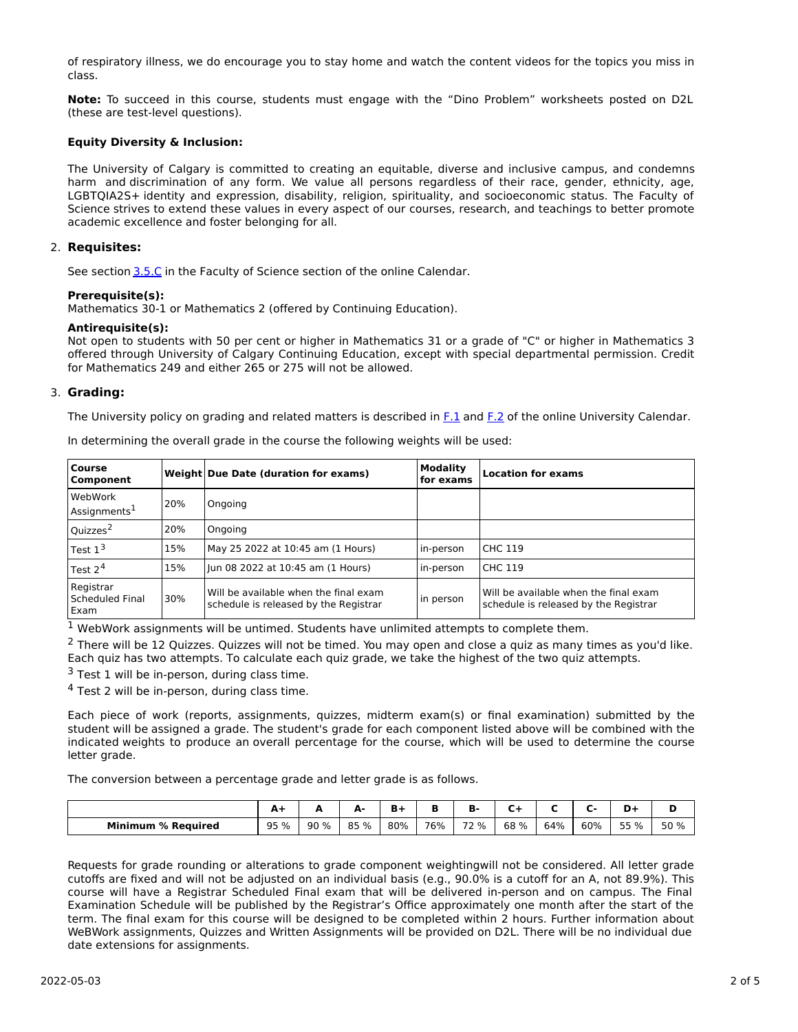of respiratory illness, we do encourage you to stay home and watch the content videos for the topics you miss in class.

**Note:** To succeed in this course, students must engage with the "Dino Problem" worksheets posted on D2L (these are test-level questions).

**Equity Diversity & Inclusion:**

The University of Calgary is committed to creating an equitable, diverse and inclusive campus, and condemns harm and discrimination of any form. We value all persons regardless of their race, gender, ethnicity, age, LGBTQIA2S+ identity and expression, disability, religion, spirituality, and socioeconomic status. The Faculty of Science strives to extend these values in every aspect of our courses, research, and teachings to better promote academic excellence and foster belonging for all.

## 2. Requisites:

See section 3.5.C in the Faculty of Science section of the online Calendar.

**Prerequisite(s):**
Mathematics 30-1 or Mathematics 2 (offered by Continuing Education).

**Antirequisite(s):**
Not open to students with 50 per cent or higher in Mathematics 31 or a grade of "C" or higher in Mathematics 3 offered through University of Calgary Continuing Education, except with special departmental permission. Credit for Mathematics 249 and either 265 or 275 will not be allowed.

## 3. Grading:

The University policy on grading and related matters is described in F.1 and F.2 of the online University Calendar.

In determining the overall grade in the course the following weights will be used:

| Course Component | Weight | Due Date (duration for exams) | Modality for exams | Location for exams |
|---|---|---|---|---|
| WebWork Assignments[1] | 20% | Ongoing | | |
| Quizzes[2] | 20% | Ongoing | | |
| Test 1[3] | 15% | May 25 2022 at 10:45 am (1 Hours) | in-person | CHC 119 |
| Test 2[4] | 15% | Jun 08 2022 at 10:45 am (1 Hours) | in-person | CHC 119 |
| Registrar Scheduled Final Exam | 30% | Will be available when the final exam schedule is released by the Registrar | in person | Will be available when the final exam schedule is released by the Registrar |

[1] WebWork assignments will be untimed. Students have unlimited attempts to complete them.

[2] There will be 12 Quizzes. Quizzes will not be timed. You may open and close a quiz as many times as you'd like. Each quiz has two attempts. To calculate each quiz grade, we take the highest of the two quiz attempts.

[3] Test 1 will be in-person, during class time.

[4] Test 2 will be in-person, during class time.

Each piece of work (reports, assignments, quizzes, midterm exam(s) or final examination) submitted by the student will be assigned a grade. The student's grade for each component listed above will be combined with the indicated weights to produce an overall percentage for the course, which will be used to determine the course letter grade.

The conversion between a percentage grade and letter grade is as follows.

| | A+ | A | A- | B+ | B | B- | C+ | C | C- | D+ | D |
|---|---|---|---|---|---|---|---|---|---|---|---|
| **Minimum % Required** | 95 % | 90 % | 85 % | 80% | 76% | 72 % | 68 % | 64% | 60% | 55 % | 50 % |

Requests for grade rounding or alterations to grade component weightingwill not be considered. All letter grade cutoffs are fixed and will not be adjusted on an individual basis (e.g., 90.0% is a cutoff for an A, not 89.9%). This course will have a Registrar Scheduled Final exam that will be delivered in-person and on campus. The Final Examination Schedule will be published by the Registrar's Office approximately one month after the start of the term. The final exam for this course will be designed to be completed within 2 hours. Further information about WeBWork assignments, Quizzes and Written Assignments will be provided on D2L. There will be no individual due date extensions for assignments.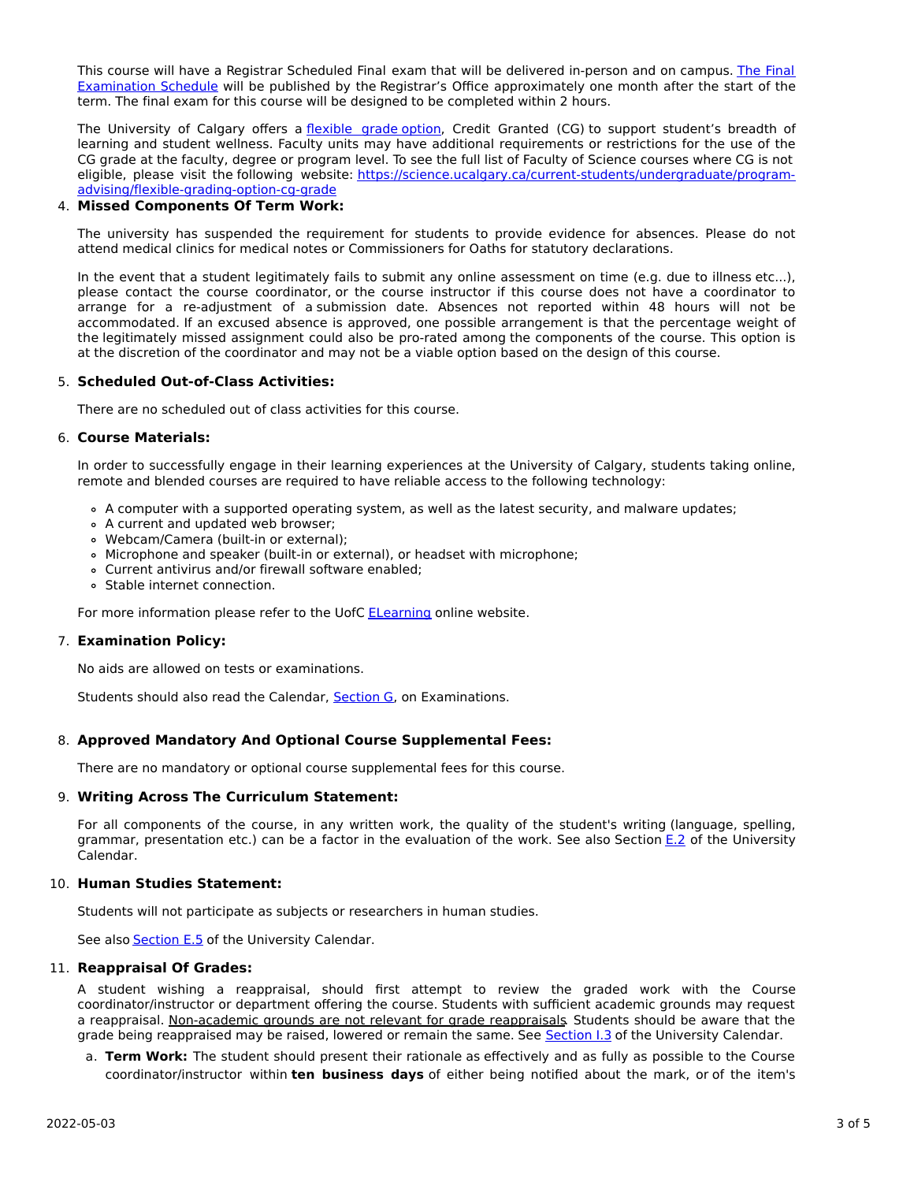This course will have a Registrar Scheduled Final exam that will be delivered in-person and on campus. [The Final Examination Schedule] will be published by the Registrar's Office approximately one month after the start of the term. The final exam for this course will be designed to be completed within 2 hours.

The University of Calgary offers a [flexible grade option], Credit Granted (CG) to support student's breadth of learning and student wellness. Faculty units may have additional requirements or restrictions for the use of the CG grade at the faculty, degree or program level. To see the full list of Faculty of Science courses where CG is not eligible, please visit the following website: https://science.ucalgary.ca/current-students/undergraduate/program-advising/flexible-grading-option-cg-grade

4. **Missed Components Of Term Work:**

   The university has suspended the requirement for students to provide evidence for absences. Please do not attend medical clinics for medical notes or Commissioners for Oaths for statutory declarations.

   In the event that a student legitimately fails to submit any online assessment on time (e.g. due to illness etc...), please contact the course coordinator, or the course instructor if this course does not have a coordinator to arrange for a re-adjustment of a submission date. Absences not reported within 48 hours will not be accommodated. If an excused absence is approved, one possible arrangement is that the percentage weight of the legitimately missed assignment could also be pro-rated among the components of the course. This option is at the discretion of the coordinator and may not be a viable option based on the design of this course.

5. **Scheduled Out-of-Class Activities:**

   There are no scheduled out of class activities for this course.

6. **Course Materials:**

   In order to successfully engage in their learning experiences at the University of Calgary, students taking online, remote and blended courses are required to have reliable access to the following technology:

   - A computer with a supported operating system, as well as the latest security, and malware updates;
   - A current and updated web browser;
   - Webcam/Camera (built-in or external);
   - Microphone and speaker (built-in or external), or headset with microphone;
   - Current antivirus and/or firewall software enabled;
   - Stable internet connection.

   For more information please refer to the UofC [ELearning] online website.

7. **Examination Policy:**

   No aids are allowed on tests or examinations.

   Students should also read the Calendar, [Section G], on Examinations.

8. **Approved Mandatory And Optional Course Supplemental Fees:**

   There are no mandatory or optional course supplemental fees for this course.

9. **Writing Across The Curriculum Statement:**

   For all components of the course, in any written work, the quality of the student's writing (language, spelling, grammar, presentation etc.) can be a factor in the evaluation of the work. See also Section [E.2] of the University Calendar.

10. **Human Studies Statement:**

    Students will not participate as subjects or researchers in human studies.

    See also [Section E.5] of the University Calendar.

11. **Reappraisal Of Grades:**

    A student wishing a reappraisal, should first attempt to review the graded work with the Course coordinator/instructor or department offering the course. Students with sufficient academic grounds may request a reappraisal. Non-academic grounds are not relevant for grade reappraisals. Students should be aware that the grade being reappraised may be raised, lowered or remain the same. See [Section I.3] of the University Calendar.

    a. **Term Work:** The student should present their rationale as effectively and as fully as possible to the Course coordinator/instructor within **ten business days** of either being notified about the mark, or of the item's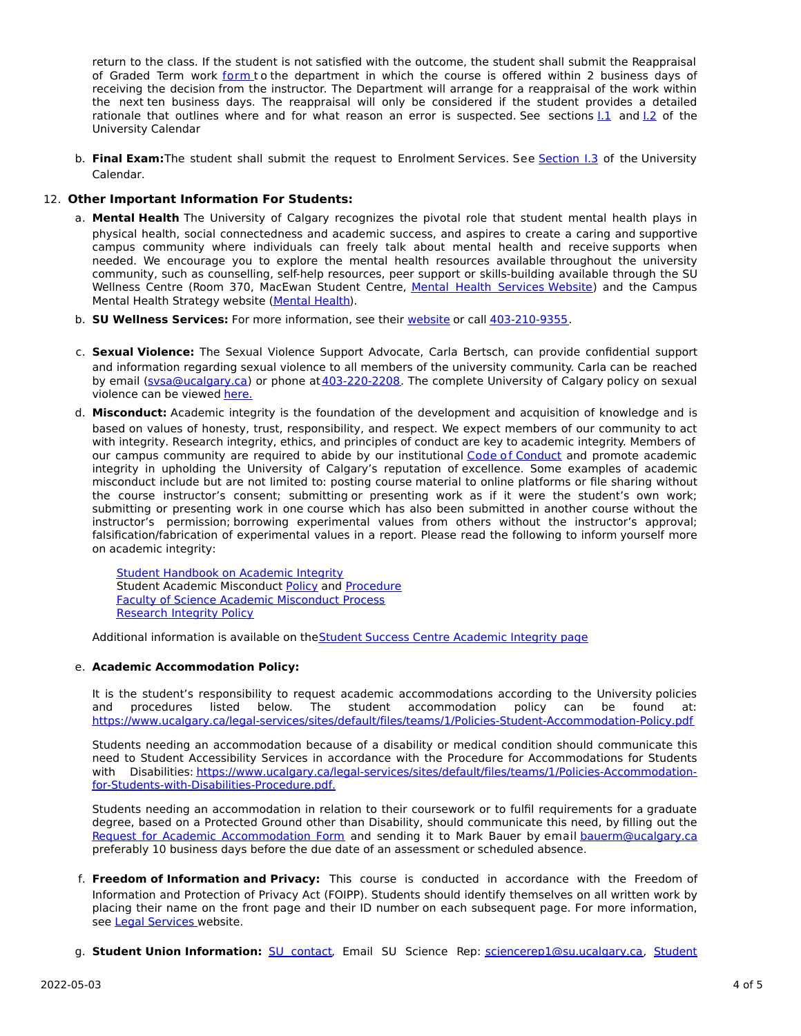return to the class. If the student is not satisfied with the outcome, the student shall submit the Reappraisal of Graded Term work form to the department in which the course is offered within 2 business days of receiving the decision from the instructor. The Department will arrange for a reappraisal of the work within the next ten business days. The reappraisal will only be considered if the student provides a detailed rationale that outlines where and for what reason an error is suspected. See sections I.1 and I.2 of the University Calendar

b. **Final Exam:** The student shall submit the request to Enrolment Services. See Section I.3 of the University Calendar.

12. **Other Important Information For Students:**

a. **Mental Health** The University of Calgary recognizes the pivotal role that student mental health plays in physical health, social connectedness and academic success, and aspires to create a caring and supportive campus community where individuals can freely talk about mental health and receive supports when needed. We encourage you to explore the mental health resources available throughout the university community, such as counselling, self-help resources, peer support or skills-building available through the SU Wellness Centre (Room 370, MacEwan Student Centre, Mental Health Services Website) and the Campus Mental Health Strategy website (Mental Health).

b. **SU Wellness Services:** For more information, see their website or call 403-210-9355.

c. **Sexual Violence:** The Sexual Violence Support Advocate, Carla Bertsch, can provide confidential support and information regarding sexual violence to all members of the university community. Carla can be reached by email (svsa@ucalgary.ca) or phone at 403-220-2208. The complete University of Calgary policy on sexual violence can be viewed here.

d. **Misconduct:** Academic integrity is the foundation of the development and acquisition of knowledge and is based on values of honesty, trust, responsibility, and respect. We expect members of our community to act with integrity. Research integrity, ethics, and principles of conduct are key to academic integrity. Members of our campus community are required to abide by our institutional Code of Conduct and promote academic integrity in upholding the University of Calgary's reputation of excellence. Some examples of academic misconduct include but are not limited to: posting course material to online platforms or file sharing without the course instructor's consent; submitting or presenting work as if it were the student's own work; submitting or presenting work in one course which has also been submitted in another course without the instructor's permission; borrowing experimental values from others without the instructor's approval; falsification/fabrication of experimental values in a report. Please read the following to inform yourself more on academic integrity:

Student Handbook on Academic Integrity
Student Academic Misconduct Policy and Procedure
Faculty of Science Academic Misconduct Process
Research Integrity Policy

Additional information is available on the Student Success Centre Academic Integrity page

e. **Academic Accommodation Policy:**

It is the student's responsibility to request academic accommodations according to the University policies and procedures listed below. The student accommodation policy can be found at: https://www.ucalgary.ca/legal-services/sites/default/files/teams/1/Policies-Student-Accommodation-Policy.pdf

Students needing an accommodation because of a disability or medical condition should communicate this need to Student Accessibility Services in accordance with the Procedure for Accommodations for Students with Disabilities: https://www.ucalgary.ca/legal-services/sites/default/files/teams/1/Policies-Accommodation-for-Students-with-Disabilities-Procedure.pdf.

Students needing an accommodation in relation to their coursework or to fulfil requirements for a graduate degree, based on a Protected Ground other than Disability, should communicate this need, by filling out the Request for Academic Accommodation Form and sending it to Mark Bauer by email bauerm@ucalgary.ca preferably 10 business days before the due date of an assessment or scheduled absence.

f. **Freedom of Information and Privacy:** This course is conducted in accordance with the Freedom of Information and Protection of Privacy Act (FOIPP). Students should identify themselves on all written work by placing their name on the front page and their ID number on each subsequent page. For more information, see Legal Services website.

g. **Student Union Information:** SU contact, Email SU Science Rep: sciencerep1@su.ucalgary.ca, Student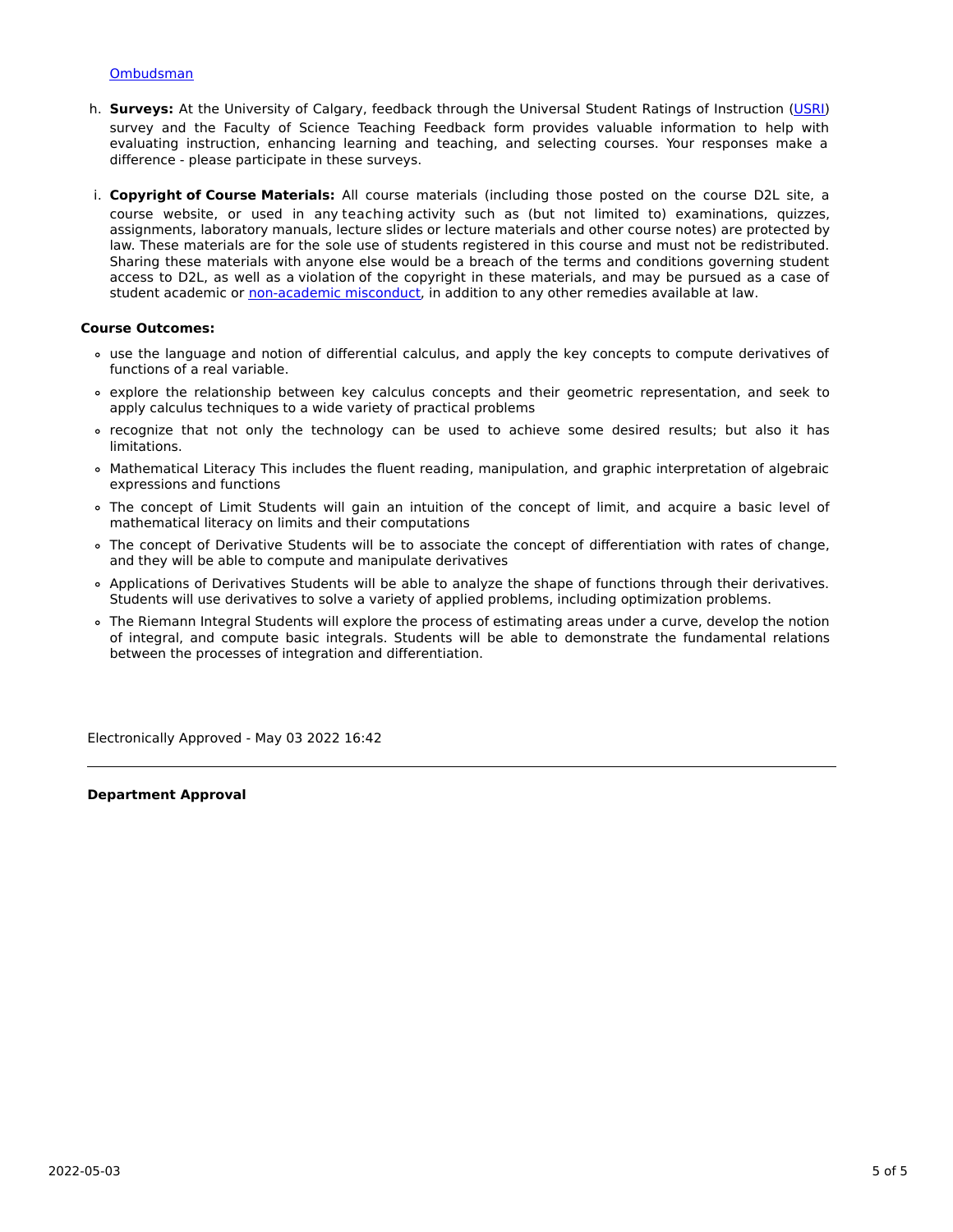[Ombudsman](#)

h. **Surveys:** At the University of Calgary, feedback through the Universal Student Ratings of Instruction ([USRI](#)) survey and the Faculty of Science Teaching Feedback form provides valuable information to help with evaluating instruction, enhancing learning and teaching, and selecting courses. Your responses make a difference - please participate in these surveys.

i. **Copyright of Course Materials:** All course materials (including those posted on the course D2L site, a course website, or used in any teaching activity such as (but not limited to) examinations, quizzes, assignments, laboratory manuals, lecture slides or lecture materials and other course notes) are protected by law. These materials are for the sole use of students registered in this course and must not be redistributed. Sharing these materials with anyone else would be a breach of the terms and conditions governing student access to D2L, as well as a violation of the copyright in these materials, and may be pursued as a case of student academic or [non-academic misconduct](#), in addition to any other remedies available at law.

**Course Outcomes:**

- use the language and notion of differential calculus, and apply the key concepts to compute derivatives of functions of a real variable.
- explore the relationship between key calculus concepts and their geometric representation, and seek to apply calculus techniques to a wide variety of practical problems
- recognize that not only the technology can be used to achieve some desired results; but also it has limitations.
- Mathematical Literacy This includes the fluent reading, manipulation, and graphic interpretation of algebraic expressions and functions
- The concept of Limit Students will gain an intuition of the concept of limit, and acquire a basic level of mathematical literacy on limits and their computations
- The concept of Derivative Students will be to associate the concept of differentiation with rates of change, and they will be able to compute and manipulate derivatives
- Applications of Derivatives Students will be able to analyze the shape of functions through their derivatives. Students will use derivatives to solve a variety of applied problems, including optimization problems.
- The Riemann Integral Students will explore the process of estimating areas under a curve, develop the notion of integral, and compute basic integrals. Students will be able to demonstrate the fundamental relations between the processes of integration and differentiation.

Electronically Approved - May 03 2022 16:42

---

**Department Approval**